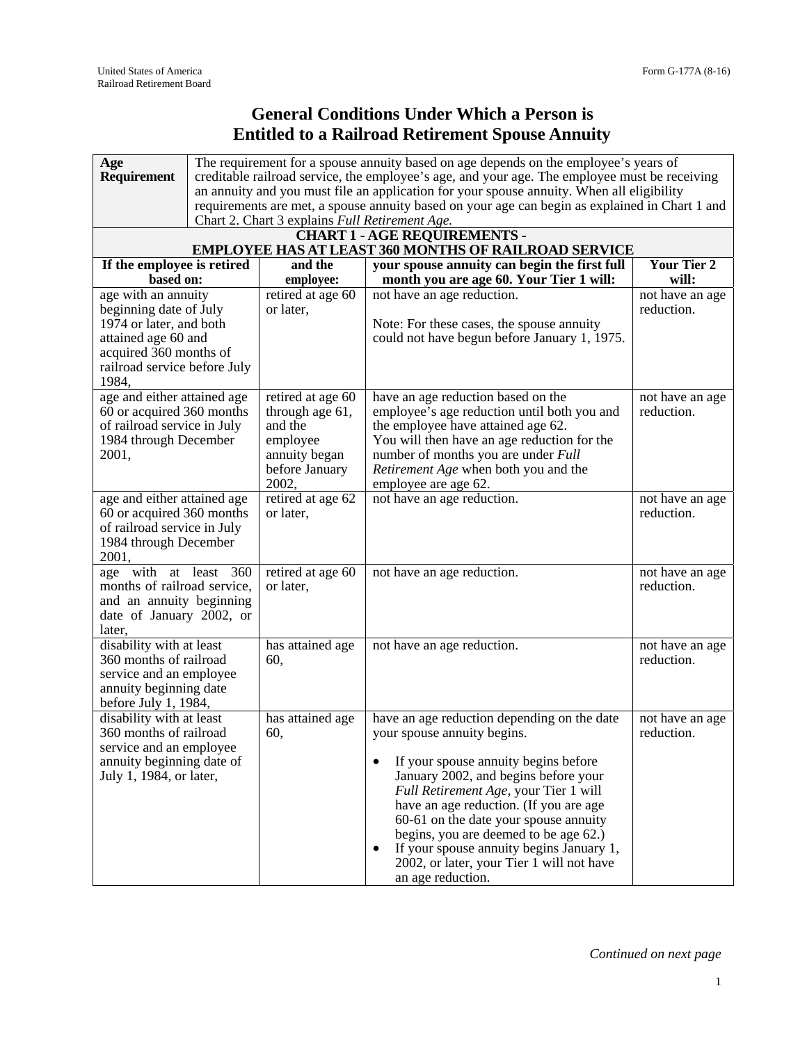United States of America
Railroad Retirement Board

Form G-177A (8-16)

# General Conditions Under Which a Person is Entitled to a Railroad Retirement Spouse Annuity

| | |
|---|---|
| **Age Requirement** | The requirement for a spouse annuity based on age depends on the employee's years of creditable railroad service, the employee's age, and your age. The employee must be receiving an annuity and you must file an application for your spouse annuity. When all eligibility requirements are met, a spouse annuity based on your age can begin as explained in Chart 1 and Chart 2. Chart 3 explains *Full Retirement Age.* |

**CHART 1 - AGE REQUIREMENTS - EMPLOYEE HAS AT LEAST 360 MONTHS OF RAILROAD SERVICE**

| If the employee is retired based on: | and the employee: | your spouse annuity can begin the first full month you are age 60. Your Tier 1 will: | Your Tier 2 will: |
|---|---|---|---|
| age with an annuity beginning date of July 1974 or later, and both attained age 60 and acquired 360 months of railroad service before July 1984, | retired at age 60 or later, | not have an age reduction.<br><br>Note: For these cases, the spouse annuity could not have begun before January 1, 1975. | not have an age reduction. |
| age and either attained age 60 or acquired 360 months of railroad service in July 1984 through December 2001, | retired at age 60 through age 61, and the employee annuity began before January 2002, | have an age reduction based on the employee's age reduction until both you and the employee have attained age 62. You will then have an age reduction for the number of months you are under *Full Retirement Age* when both you and the employee are age 62. | not have an age reduction. |
| age and either attained age 60 or acquired 360 months of railroad service in July 1984 through December 2001, | retired at age 62 or later, | not have an age reduction. | not have an age reduction. |
| age with at least 360 months of railroad service, and an annuity beginning date of January 2002, or later, | retired at age 60 or later, | not have an age reduction. | not have an age reduction. |
| disability with at least 360 months of railroad service and an employee annuity beginning date before July 1, 1984, | has attained age 60, | not have an age reduction. | not have an age reduction. |
| disability with at least 360 months of railroad service and an employee annuity beginning date of July 1, 1984, or later, | has attained age 60, | have an age reduction depending on the date your spouse annuity begins.<br><br>• If your spouse annuity begins before January 2002, and begins before your *Full Retirement Age,* your Tier 1 will have an age reduction. (If you are age 60-61 on the date your spouse annuity begins, you are deemed to be age 62.)<br>• If your spouse annuity begins January 1, 2002, or later, your Tier 1 will not have an age reduction. | not have an age reduction. |

*Continued on next page*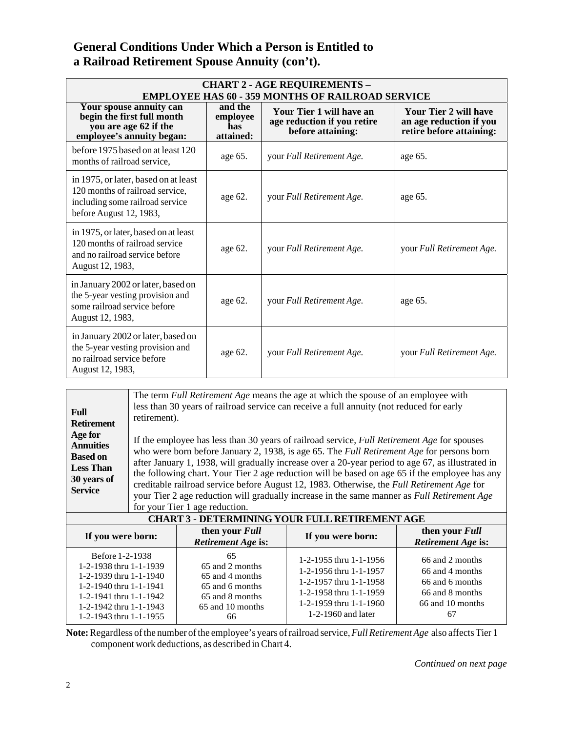## General Conditions Under Which a Person is Entitled to a Railroad Retirement Spouse Annuity (con't).

| CHART 2 - AGE REQUIREMENTS – EMPLOYEE HAS 60 - 359 MONTHS OF RAILROAD SERVICE | | | |
|---|---|---|---|
| **Your spouse annuity can begin the first full month you are age 62 if the employee's annuity began:** | **and the employee has attained:** | **Your Tier 1 will have an age reduction if you retire before attaining:** | **Your Tier 2 will have an age reduction if you retire before attaining:** |
| before 1975 based on at least 120 months of railroad service, | age 65. | your *Full Retirement Age.* | age 65. |
| in 1975, or later, based on at least 120 months of railroad service, including some railroad service before August 12, 1983, | age 62. | your *Full Retirement Age.* | age 65. |
| in 1975, or later, based on at least 120 months of railroad service and no railroad service before August 12, 1983, | age 62. | your *Full Retirement Age.* | your *Full Retirement Age.* |
| in January 2002 or later, based on the 5-year vesting provision and some railroad service before August 12, 1983, | age 62. | your *Full Retirement Age.* | age 65. |
| in January 2002 or later, based on the 5-year vesting provision and no railroad service before August 12, 1983, | age 62. | your *Full Retirement Age.* | your *Full Retirement Age.* |

**Full Retirement Age for Annuities Based on Less Than 30 years of Service**

The term *Full Retirement Age* means the age at which the spouse of an employee with less than 30 years of railroad service can receive a full annuity (not reduced for early retirement).

If the employee has less than 30 years of railroad service, *Full Retirement Age* for spouses who were born before January 2, 1938, is age 65. The *Full Retirement Age* for persons born after January 1, 1938, will gradually increase over a 20-year period to age 67, as illustrated in the following chart. Your Tier 2 age reduction will be based on age 65 if the employee has any creditable railroad service before August 12, 1983. Otherwise, the *Full Retirement Age* for your Tier 2 age reduction will gradually increase in the same manner as *Full Retirement Age* for your Tier 1 age reduction.

| CHART 3 - DETERMINING YOUR FULL RETIREMENT AGE | | | |
|---|---|---|---|
| **If you were born:** | **then your *Full Retirement Age* is:** | **If you were born:** | **then your *Full Retirement Age* is:** |
| Before 1-2-1938 | 65 | 1-2-1955 thru 1-1-1956 | 66 and 2 months |
| 1-2-1938 thru 1-1-1939 | 65 and 2 months | 1-2-1956 thru 1-1-1957 | 66 and 4 months |
| 1-2-1939 thru 1-1-1940 | 65 and 4 months | 1-2-1957 thru 1-1-1958 | 66 and 6 months |
| 1-2-1940 thru 1-1-1941 | 65 and 6 months | 1-2-1958 thru 1-1-1959 | 66 and 8 months |
| 1-2-1941 thru 1-1-1942 | 65 and 8 months | 1-2-1959 thru 1-1-1960 | 66 and 10 months |
| 1-2-1942 thru 1-1-1943 | 65 and 10 months | 1-2-1960 and later | 67 |
| 1-2-1943 thru 1-1-1955 | 66 | | |

**Note:** Regardless of the number of the employee's years of railroad service, *Full Retirement Age* also affects Tier 1 component work deductions, as described in Chart 4.

*Continued on next page*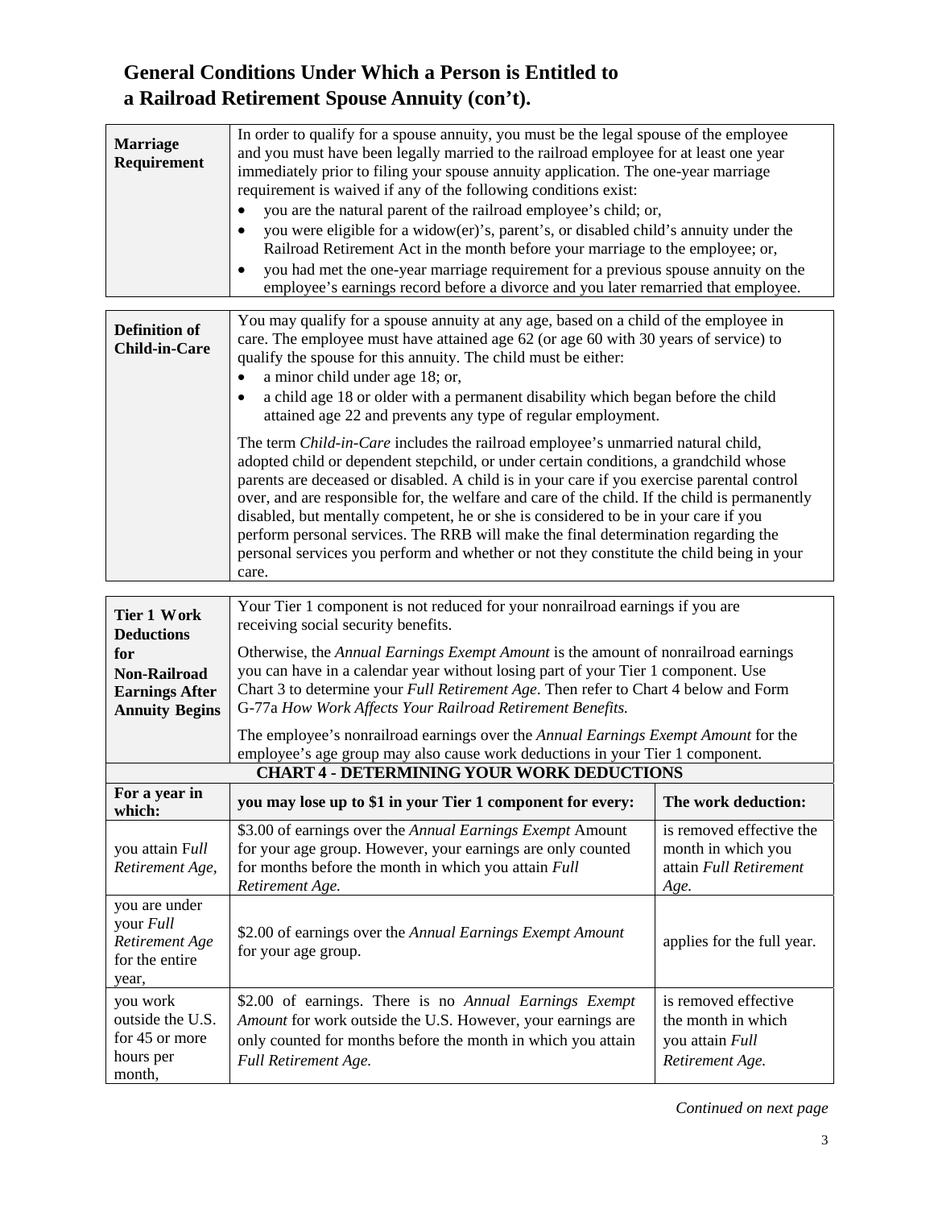# General Conditions Under Which a Person is Entitled to a Railroad Retirement Spouse Annuity (con't).

**Marriage Requirement**

In order to qualify for a spouse annuity, you must be the legal spouse of the employee and you must have been legally married to the railroad employee for at least one year immediately prior to filing your spouse annuity application. The one-year marriage requirement is waived if any of the following conditions exist:

- you are the natural parent of the railroad employee's child; or,
- you were eligible for a widow(er)'s, parent's, or disabled child's annuity under the Railroad Retirement Act in the month before your marriage to the employee; or,
- you had met the one-year marriage requirement for a previous spouse annuity on the employee's earnings record before a divorce and you later remarried that employee.

**Definition of Child-in-Care**

You may qualify for a spouse annuity at any age, based on a child of the employee in care. The employee must have attained age 62 (or age 60 with 30 years of service) to qualify the spouse for this annuity. The child must be either:

- a minor child under age 18; or,
- a child age 18 or older with a permanent disability which began before the child attained age 22 and prevents any type of regular employment.

The term *Child-in-Care* includes the railroad employee's unmarried natural child, adopted child or dependent stepchild, or under certain conditions, a grandchild whose parents are deceased or disabled. A child is in your care if you exercise parental control over, and are responsible for, the welfare and care of the child. If the child is permanently disabled, but mentally competent, he or she is considered to be in your care if you perform personal services. The RRB will make the final determination regarding the personal services you perform and whether or not they constitute the child being in your care.

**Tier 1 Work Deductions for Non-Railroad Earnings After Annuity Begins**

Your Tier 1 component is not reduced for your nonrailroad earnings if you are receiving social security benefits.

Otherwise, the *Annual Earnings Exempt Amount* is the amount of nonrailroad earnings you can have in a calendar year without losing part of your Tier 1 component. Use Chart 3 to determine your *Full Retirement Age*. Then refer to Chart 4 below and Form G-77a *How Work Affects Your Railroad Retirement Benefits.*

The employee's nonrailroad earnings over the *Annual Earnings Exempt Amount* for the employee's age group may also cause work deductions in your Tier 1 component.

**CHART 4 - DETERMINING YOUR WORK DEDUCTIONS**

| For a year in which: | you may lose up to $1 in your Tier 1 component for every: | The work deduction: |
|---|---|---|
| you attain *Full Retirement Age*, | $3.00 of earnings over the *Annual Earnings Exempt* Amount for your age group. However, your earnings are only counted for months before the month in which you attain *Full Retirement Age.* | is removed effective the month in which you attain *Full Retirement Age.* |
| you are under your *Full Retirement Age* for the entire year, | $2.00 of earnings over the *Annual Earnings Exempt Amount* for your age group. | applies for the full year. |
| you work outside the U.S. for 45 or more hours per month, | $2.00 of earnings. There is no *Annual Earnings Exempt Amount* for work outside the U.S. However, your earnings are only counted for months before the month in which you attain *Full Retirement Age.* | is removed effective the month in which you attain *Full Retirement Age.* |

*Continued on next page*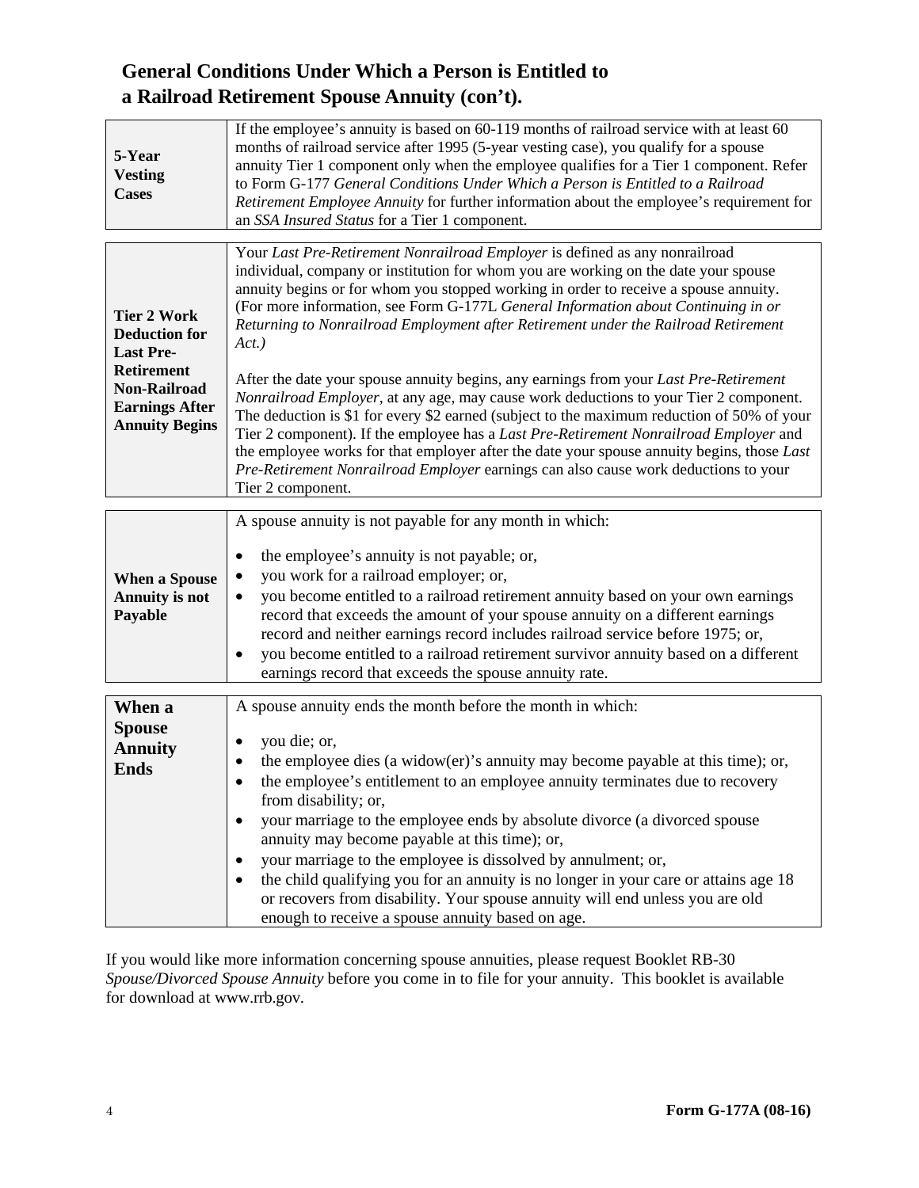## General Conditions Under Which a Person is Entitled to a Railroad Retirement Spouse Annuity (con't).

| | |
|---|---|
| **5-Year Vesting Cases** | If the employee's annuity is based on 60-119 months of railroad service with at least 60 months of railroad service after 1995 (5-year vesting case), you qualify for a spouse annuity Tier 1 component only when the employee qualifies for a Tier 1 component. Refer to Form G-177 *General Conditions Under Which a Person is Entitled to a Railroad Retirement Employee Annuity* for further information about the employee's requirement for an *SSA Insured Status* for a Tier 1 component. |

| | |
|---|---|
| **Tier 2 Work Deduction for Last Pre-Retirement Non-Railroad Earnings After Annuity Begins** | Your *Last Pre-Retirement Nonrailroad Employer* is defined as any nonrailroad individual, company or institution for whom you are working on the date your spouse annuity begins or for whom you stopped working in order to receive a spouse annuity. (For more information, see Form G-177L *General Information about Continuing in or Returning to Nonrailroad Employment after Retirement under the Railroad Retirement Act.)*<br><br>After the date your spouse annuity begins, any earnings from your *Last Pre-Retirement Nonrailroad Employer,* at any age, may cause work deductions to your Tier 2 component. The deduction is $1 for every $2 earned (subject to the maximum reduction of 50% of your Tier 2 component). If the employee has a *Last Pre-Retirement Nonrailroad Employer* and the employee works for that employer after the date your spouse annuity begins, those *Last Pre-Retirement Nonrailroad Employer* earnings can also cause work deductions to your Tier 2 component. |

| | |
|---|---|
| **When a Spouse Annuity is not Payable** | A spouse annuity is not payable for any month in which:<br><br>• the employee's annuity is not payable; or,<br>• you work for a railroad employer; or,<br>• you become entitled to a railroad retirement annuity based on your own earnings record that exceeds the amount of your spouse annuity on a different earnings record and neither earnings record includes railroad service before 1975; or,<br>• you become entitled to a railroad retirement survivor annuity based on a different earnings record that exceeds the spouse annuity rate. |

| | |
|---|---|
| **When a Spouse Annuity Ends** | A spouse annuity ends the month before the month in which:<br><br>• you die; or,<br>• the employee dies (a widow(er)'s annuity may become payable at this time); or,<br>• the employee's entitlement to an employee annuity terminates due to recovery from disability; or,<br>• your marriage to the employee ends by absolute divorce (a divorced spouse annuity may become payable at this time); or,<br>• your marriage to the employee is dissolved by annulment; or,<br>• the child qualifying you for an annuity is no longer in your care or attains age 18 or recovers from disability. Your spouse annuity will end unless you are old enough to receive a spouse annuity based on age. |

If you would like more information concerning spouse annuities, please request Booklet RB-30 *Spouse/Divorced Spouse Annuity* before you come in to file for your annuity. This booklet is available for download at www.rrb.gov.